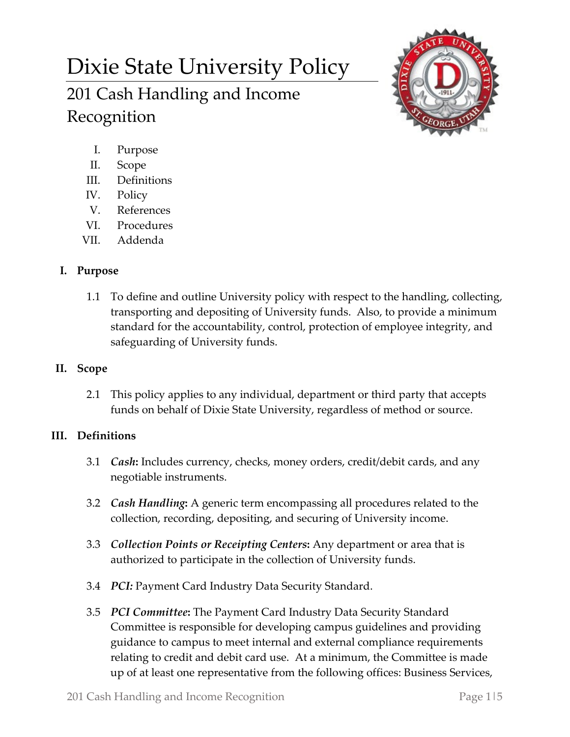# Dixie State University Policy

## 201 Cash Handling and Income Recognition

I. Purpose
II. Scope
III. Definitions
IV. Policy
V. References
VI. Procedures
VII. Addenda

### I. Purpose

1.1 To define and outline University policy with respect to the handling, collecting, transporting and depositing of University funds. Also, to provide a minimum standard for the accountability, control, protection of employee integrity, and safeguarding of University funds.

### II. Scope

2.1 This policy applies to any individual, department or third party that accepts funds on behalf of Dixie State University, regardless of method or source.

### III. Definitions

3.1 ***Cash*:** Includes currency, checks, money orders, credit/debit cards, and any negotiable instruments.

3.2 ***Cash Handling*:** A generic term encompassing all procedures related to the collection, recording, depositing, and securing of University income.

3.3 ***Collection Points or Receipting Centers*:** Any department or area that is authorized to participate in the collection of University funds.

3.4 ***PCI:*** Payment Card Industry Data Security Standard.

3.5 ***PCI Committee*:** The Payment Card Industry Data Security Standard Committee is responsible for developing campus guidelines and providing guidance to campus to meet internal and external compliance requirements relating to credit and debit card use. At a minimum, the Committee is made up of at least one representative from the following offices: Business Services,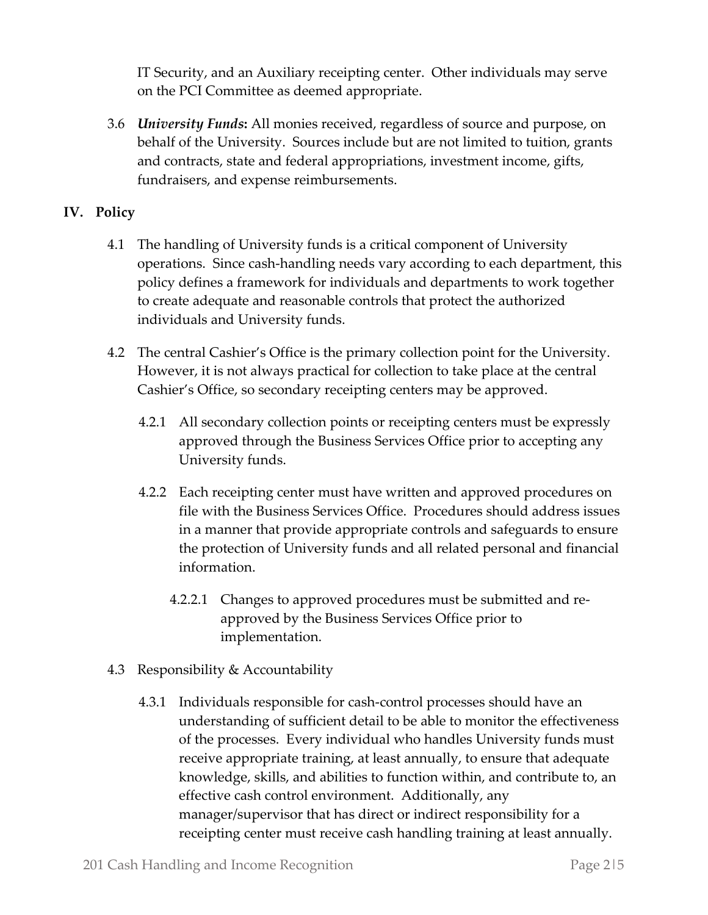IT Security, and an Auxiliary receipting center. Other individuals may serve on the PCI Committee as deemed appropriate.

3.6 ***University Funds*:** All monies received, regardless of source and purpose, on behalf of the University. Sources include but are not limited to tuition, grants and contracts, state and federal appropriations, investment income, gifts, fundraisers, and expense reimbursements.

## IV. Policy

4.1 The handling of University funds is a critical component of University operations. Since cash-handling needs vary according to each department, this policy defines a framework for individuals and departments to work together to create adequate and reasonable controls that protect the authorized individuals and University funds.

4.2 The central Cashier's Office is the primary collection point for the University. However, it is not always practical for collection to take place at the central Cashier's Office, so secondary receipting centers may be approved.

4.2.1 All secondary collection points or receipting centers must be expressly approved through the Business Services Office prior to accepting any University funds.

4.2.2 Each receipting center must have written and approved procedures on file with the Business Services Office. Procedures should address issues in a manner that provide appropriate controls and safeguards to ensure the protection of University funds and all related personal and financial information.

4.2.2.1 Changes to approved procedures must be submitted and re-approved by the Business Services Office prior to implementation.

4.3 Responsibility & Accountability

4.3.1 Individuals responsible for cash-control processes should have an understanding of sufficient detail to be able to monitor the effectiveness of the processes. Every individual who handles University funds must receive appropriate training, at least annually, to ensure that adequate knowledge, skills, and abilities to function within, and contribute to, an effective cash control environment. Additionally, any manager/supervisor that has direct or indirect responsibility for a receipting center must receive cash handling training at least annually.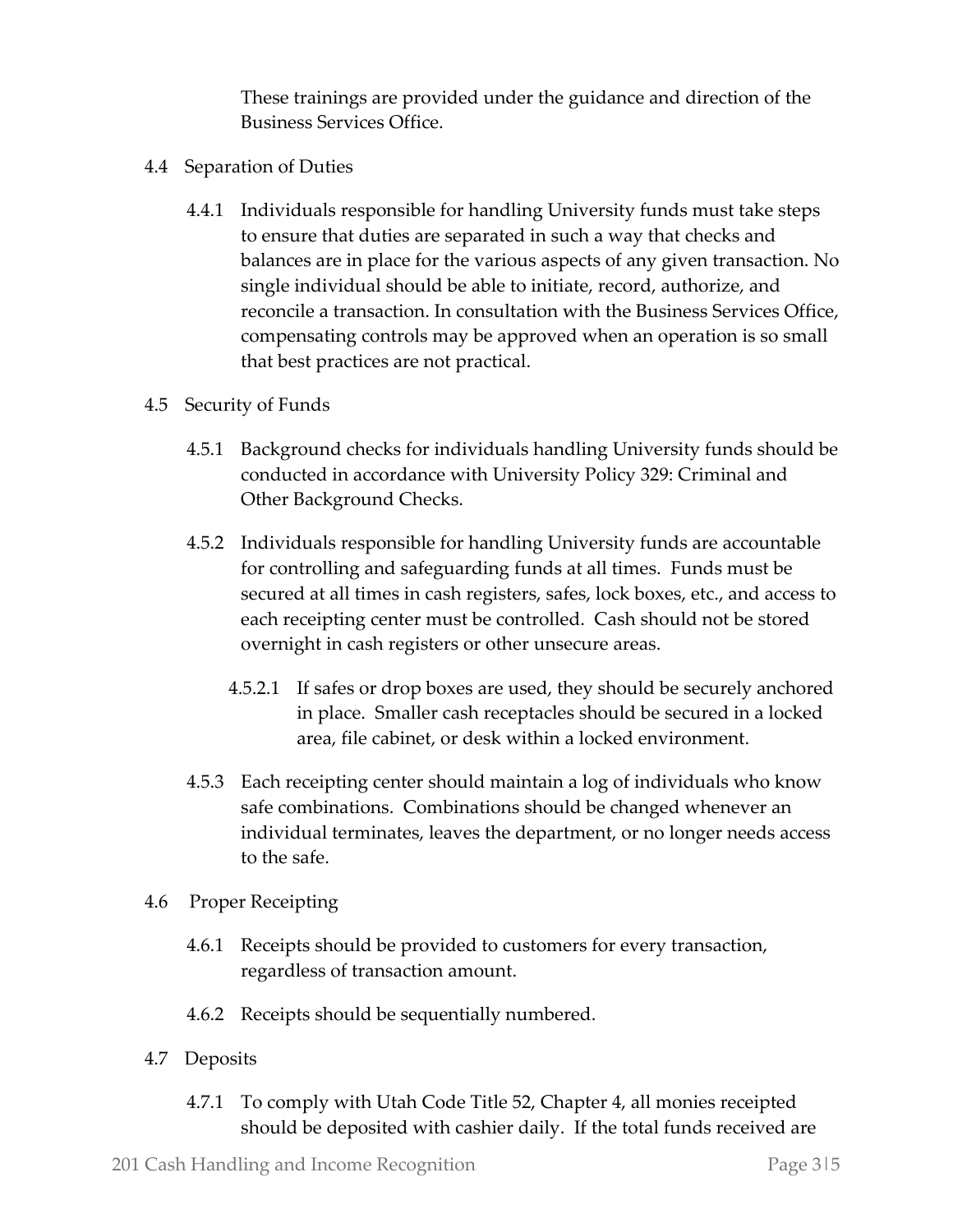These trainings are provided under the guidance and direction of the Business Services Office.

4.4 Separation of Duties

4.4.1 Individuals responsible for handling University funds must take steps to ensure that duties are separated in such a way that checks and balances are in place for the various aspects of any given transaction. No single individual should be able to initiate, record, authorize, and reconcile a transaction. In consultation with the Business Services Office, compensating controls may be approved when an operation is so small that best practices are not practical.

4.5 Security of Funds

4.5.1 Background checks for individuals handling University funds should be conducted in accordance with University Policy 329: Criminal and Other Background Checks.

4.5.2 Individuals responsible for handling University funds are accountable for controlling and safeguarding funds at all times. Funds must be secured at all times in cash registers, safes, lock boxes, etc., and access to each receipting center must be controlled. Cash should not be stored overnight in cash registers or other unsecure areas.

4.5.2.1 If safes or drop boxes are used, they should be securely anchored in place. Smaller cash receptacles should be secured in a locked area, file cabinet, or desk within a locked environment.

4.5.3 Each receipting center should maintain a log of individuals who know safe combinations. Combinations should be changed whenever an individual terminates, leaves the department, or no longer needs access to the safe.

4.6 Proper Receipting

4.6.1 Receipts should be provided to customers for every transaction, regardless of transaction amount.

4.6.2 Receipts should be sequentially numbered.

4.7 Deposits

4.7.1 To comply with Utah Code Title 52, Chapter 4, all monies receipted should be deposited with cashier daily. If the total funds received are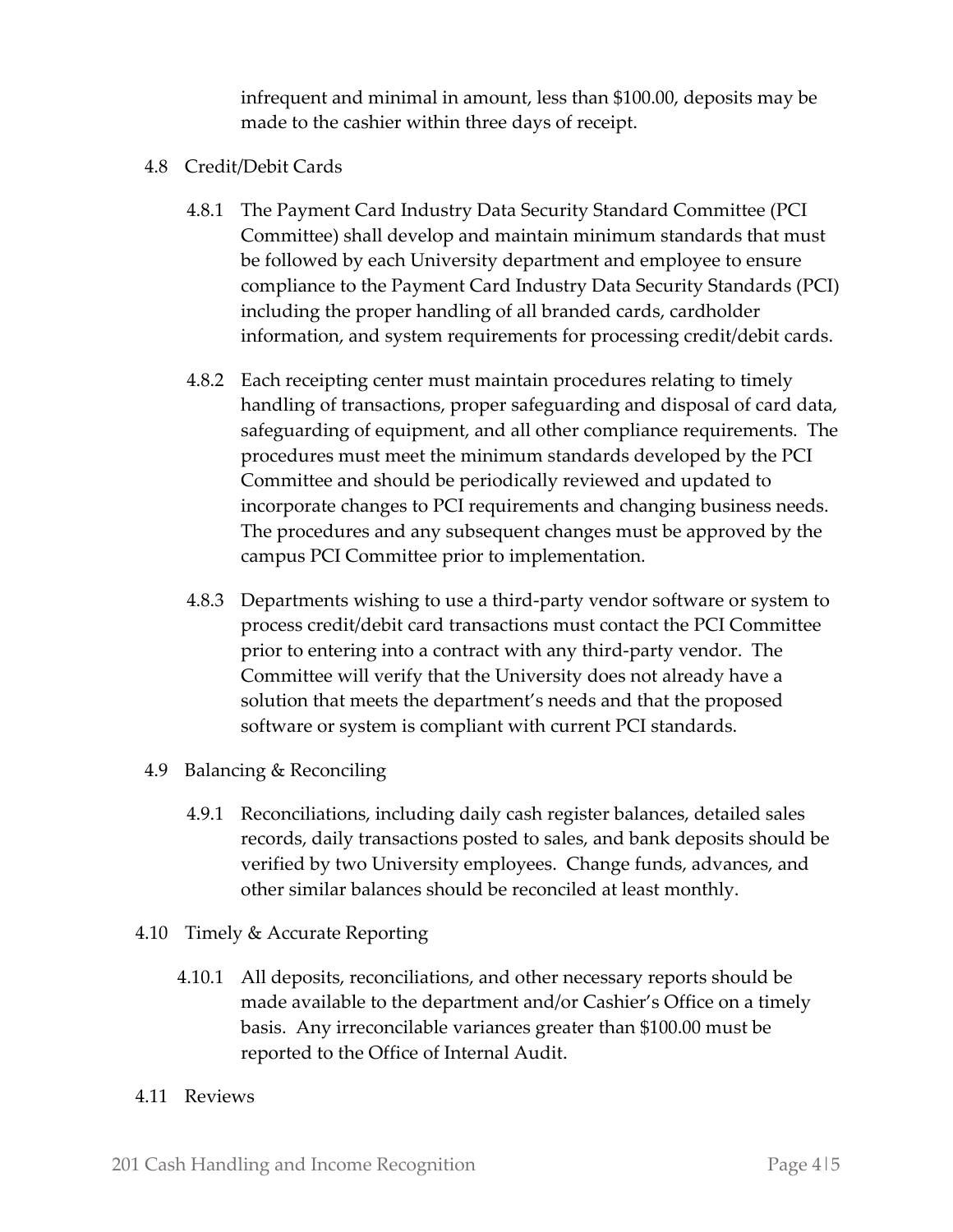infrequent and minimal in amount, less than $100.00, deposits may be made to the cashier within three days of receipt.

4.8 Credit/Debit Cards

4.8.1 The Payment Card Industry Data Security Standard Committee (PCI Committee) shall develop and maintain minimum standards that must be followed by each University department and employee to ensure compliance to the Payment Card Industry Data Security Standards (PCI) including the proper handling of all branded cards, cardholder information, and system requirements for processing credit/debit cards.

4.8.2 Each receipting center must maintain procedures relating to timely handling of transactions, proper safeguarding and disposal of card data, safeguarding of equipment, and all other compliance requirements. The procedures must meet the minimum standards developed by the PCI Committee and should be periodically reviewed and updated to incorporate changes to PCI requirements and changing business needs. The procedures and any subsequent changes must be approved by the campus PCI Committee prior to implementation.

4.8.3 Departments wishing to use a third-party vendor software or system to process credit/debit card transactions must contact the PCI Committee prior to entering into a contract with any third-party vendor. The Committee will verify that the University does not already have a solution that meets the department's needs and that the proposed software or system is compliant with current PCI standards.

4.9 Balancing & Reconciling

4.9.1 Reconciliations, including daily cash register balances, detailed sales records, daily transactions posted to sales, and bank deposits should be verified by two University employees. Change funds, advances, and other similar balances should be reconciled at least monthly.

4.10 Timely & Accurate Reporting

4.10.1 All deposits, reconciliations, and other necessary reports should be made available to the department and/or Cashier's Office on a timely basis. Any irreconcilable variances greater than $100.00 must be reported to the Office of Internal Audit.

4.11 Reviews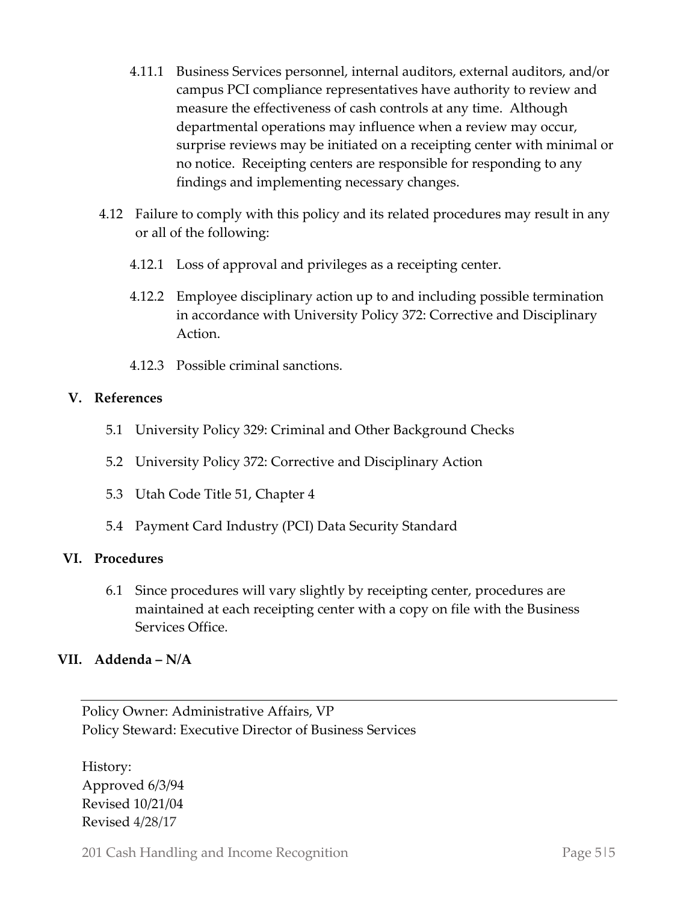4.11.1 Business Services personnel, internal auditors, external auditors, and/or campus PCI compliance representatives have authority to review and measure the effectiveness of cash controls at any time. Although departmental operations may influence when a review may occur, surprise reviews may be initiated on a receipting center with minimal or no notice. Receipting centers are responsible for responding to any findings and implementing necessary changes.

4.12 Failure to comply with this policy and its related procedures may result in any or all of the following:

4.12.1 Loss of approval and privileges as a receipting center.

4.12.2 Employee disciplinary action up to and including possible termination in accordance with University Policy 372: Corrective and Disciplinary Action.

4.12.3 Possible criminal sanctions.

## V. References

5.1 University Policy 329: Criminal and Other Background Checks

5.2 University Policy 372: Corrective and Disciplinary Action

5.3 Utah Code Title 51, Chapter 4

5.4 Payment Card Industry (PCI) Data Security Standard

## VI. Procedures

6.1 Since procedures will vary slightly by receipting center, procedures are maintained at each receipting center with a copy on file with the Business Services Office.

## VII. Addenda – N/A

---

Policy Owner: Administrative Affairs, VP
Policy Steward: Executive Director of Business Services

History:
Approved 6/3/94
Revised 10/21/04
Revised 4/28/17